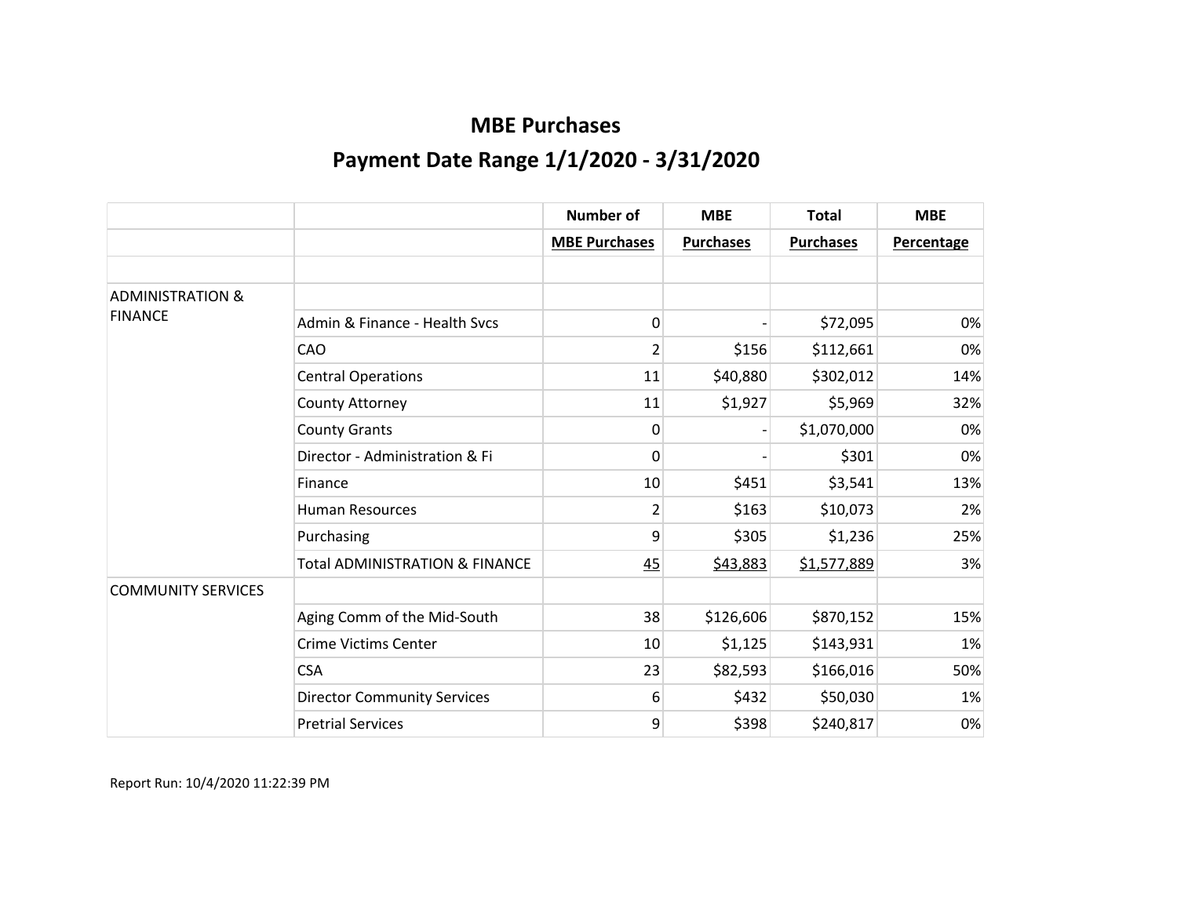# MBE Purchases

## Payment Date Range 1/1/2020 - 3/31/2020

| | | Number of MBE Purchases | MBE Purchases | Total Purchases | MBE Percentage |
|---|---|---|---|---|---|
| | | | | | |
| ADMINISTRATION & FINANCE | | | | | |
| | Admin & Finance - Health Svcs | 0 | - | $72,095 | 0% |
| | CAO | 2 | $156 | $112,661 | 0% |
| | Central Operations | 11 | $40,880 | $302,012 | 14% |
| | County Attorney | 11 | $1,927 | $5,969 | 32% |
| | County Grants | 0 | - | $1,070,000 | 0% |
| | Director - Administration & Fi | 0 | - | $301 | 0% |
| | Finance | 10 | $451 | $3,541 | 13% |
| | Human Resources | 2 | $163 | $10,073 | 2% |
| | Purchasing | 9 | $305 | $1,236 | 25% |
| | Total ADMINISTRATION & FINANCE | 45 | $43,883 | $1,577,889 | 3% |
| COMMUNITY SERVICES | | | | | |
| | Aging Comm of the Mid-South | 38 | $126,606 | $870,152 | 15% |
| | Crime Victims Center | 10 | $1,125 | $143,931 | 1% |
| | CSA | 23 | $82,593 | $166,016 | 50% |
| | Director Community Services | 6 | $432 | $50,030 | 1% |
| | Pretrial Services | 9 | $398 | $240,817 | 0% |

Report Run: 10/4/2020 11:22:39 PM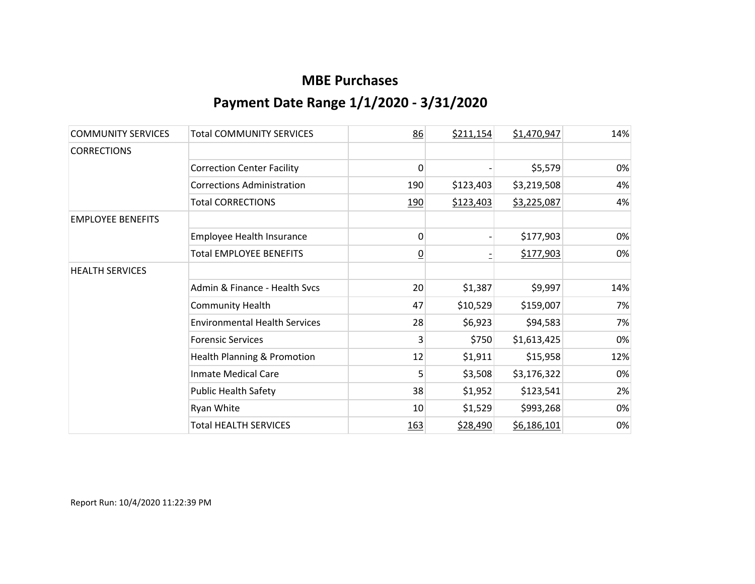# MBE Purchases

## Payment Date Range 1/1/2020 - 3/31/2020

| | | | | | |
|---|---|---|---|---|---|
| COMMUNITY SERVICES | Total COMMUNITY SERVICES | 86 | $211,154 | $1,470,947 | 14% |
| CORRECTIONS | | | | | |
| | Correction Center Facility | 0 | - | $5,579 | 0% |
| | Corrections Administration | 190 | $123,403 | $3,219,508 | 4% |
| | Total CORRECTIONS | 190 | $123,403 | $3,225,087 | 4% |
| EMPLOYEE BENEFITS | | | | | |
| | Employee Health Insurance | 0 | - | $177,903 | 0% |
| | Total EMPLOYEE BENEFITS | 0 | - | $177,903 | 0% |
| HEALTH SERVICES | | | | | |
| | Admin & Finance - Health Svcs | 20 | $1,387 | $9,997 | 14% |
| | Community Health | 47 | $10,529 | $159,007 | 7% |
| | Environmental Health Services | 28 | $6,923 | $94,583 | 7% |
| | Forensic Services | 3 | $750 | $1,613,425 | 0% |
| | Health Planning & Promotion | 12 | $1,911 | $15,958 | 12% |
| | Inmate Medical Care | 5 | $3,508 | $3,176,322 | 0% |
| | Public Health Safety | 38 | $1,952 | $123,541 | 2% |
| | Ryan White | 10 | $1,529 | $993,268 | 0% |
| | Total HEALTH SERVICES | 163 | $28,490 | $6,186,101 | 0% |

Report Run: 10/4/2020 11:22:39 PM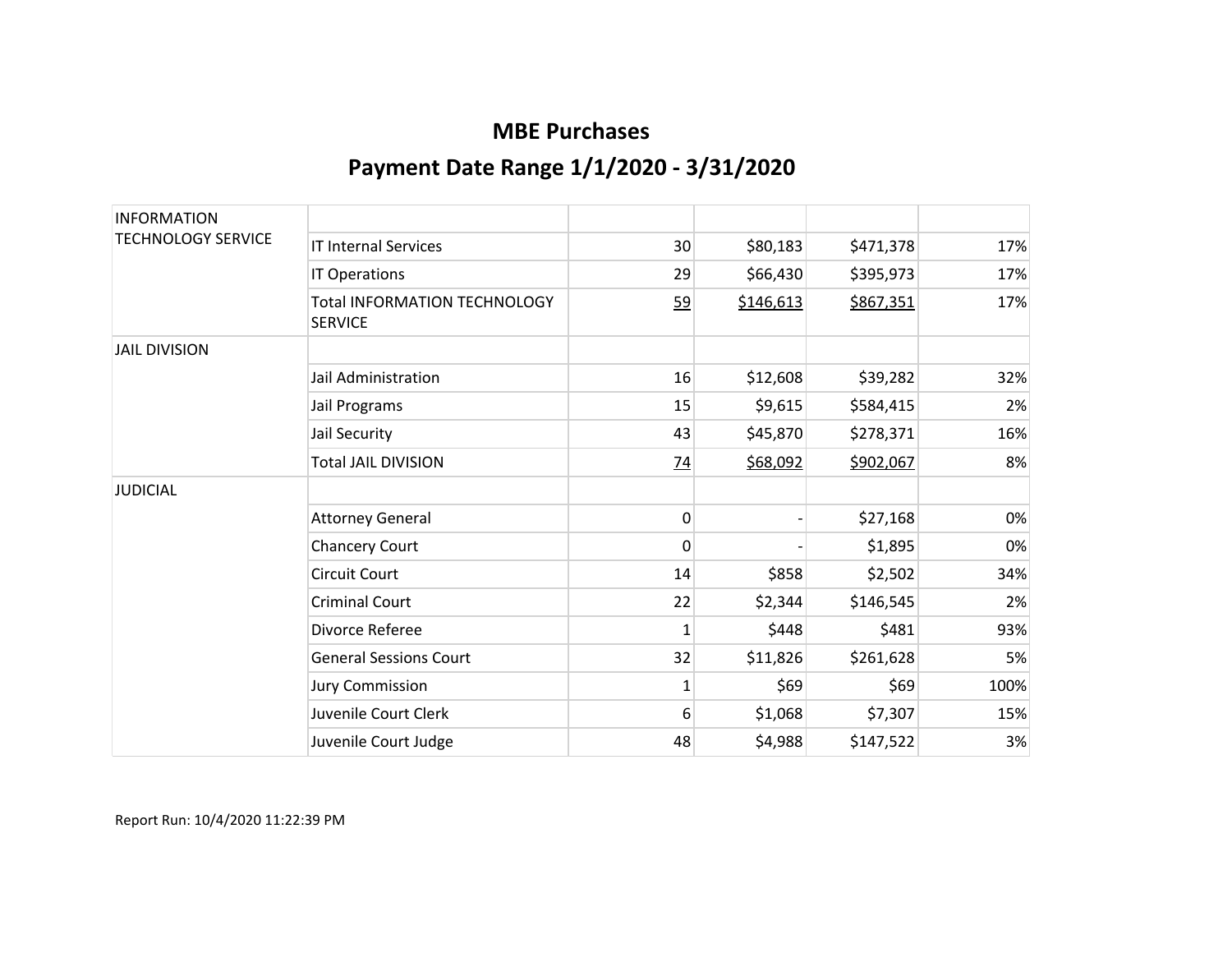# MBE Purchases

## Payment Date Range 1/1/2020 - 3/31/2020

| | | | | | |
|---|---|---|---|---|---|
| INFORMATION TECHNOLOGY SERVICE | | | | | |
| | IT Internal Services | 30 | $80,183 | $471,378 | 17% |
| | IT Operations | 29 | $66,430 | $395,973 | 17% |
| | Total INFORMATION TECHNOLOGY SERVICE | 59 | $146,613 | $867,351 | 17% |
| JAIL DIVISION | | | | | |
| | Jail Administration | 16 | $12,608 | $39,282 | 32% |
| | Jail Programs | 15 | $9,615 | $584,415 | 2% |
| | Jail Security | 43 | $45,870 | $278,371 | 16% |
| | Total JAIL DIVISION | 74 | $68,092 | $902,067 | 8% |
| JUDICIAL | | | | | |
| | Attorney General | 0 | - | $27,168 | 0% |
| | Chancery Court | 0 | - | $1,895 | 0% |
| | Circuit Court | 14 | $858 | $2,502 | 34% |
| | Criminal Court | 22 | $2,344 | $146,545 | 2% |
| | Divorce Referee | 1 | $448 | $481 | 93% |
| | General Sessions Court | 32 | $11,826 | $261,628 | 5% |
| | Jury Commission | 1 | $69 | $69 | 100% |
| | Juvenile Court Clerk | 6 | $1,068 | $7,307 | 15% |
| | Juvenile Court Judge | 48 | $4,988 | $147,522 | 3% |

Report Run: 10/4/2020 11:22:39 PM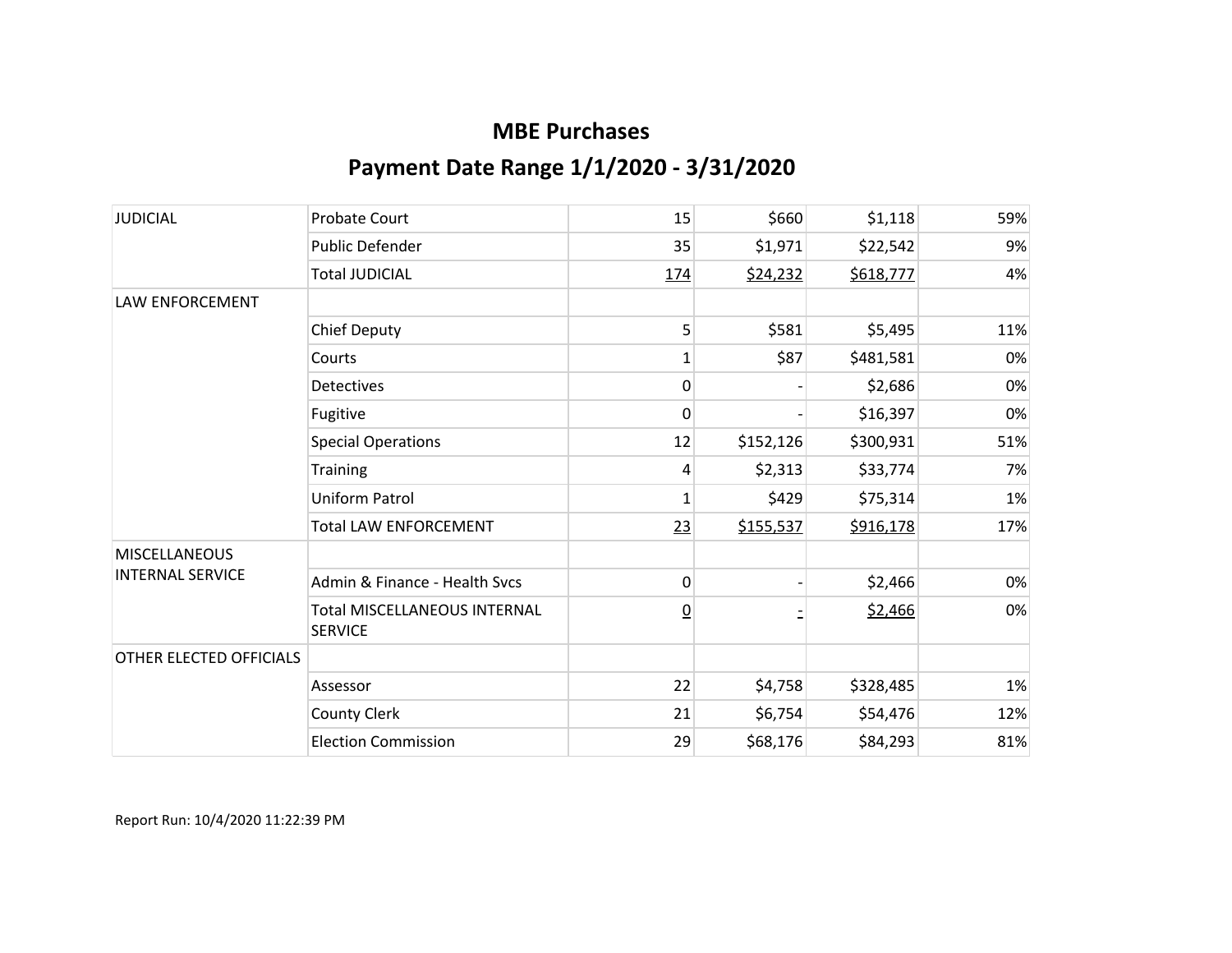## MBE Purchases

## Payment Date Range 1/1/2020 - 3/31/2020

| | | | | | |
|---|---|---|---|---|---|
| JUDICIAL | Probate Court | 15 | $660 | $1,118 | 59% |
| | Public Defender | 35 | $1,971 | $22,542 | 9% |
| | Total JUDICIAL | 174 | $24,232 | $618,777 | 4% |
| LAW ENFORCEMENT | | | | | |
| | Chief Deputy | 5 | $581 | $5,495 | 11% |
| | Courts | 1 | $87 | $481,581 | 0% |
| | Detectives | 0 | - | $2,686 | 0% |
| | Fugitive | 0 | - | $16,397 | 0% |
| | Special Operations | 12 | $152,126 | $300,931 | 51% |
| | Training | 4 | $2,313 | $33,774 | 7% |
| | Uniform Patrol | 1 | $429 | $75,314 | 1% |
| | Total LAW ENFORCEMENT | 23 | $155,537 | $916,178 | 17% |
| MISCELLANEOUS INTERNAL SERVICE | | | | | |
| | Admin & Finance - Health Svcs | 0 | - | $2,466 | 0% |
| | Total MISCELLANEOUS INTERNAL SERVICE | 0 | - | $2,466 | 0% |
| OTHER ELECTED OFFICIALS | | | | | |
| | Assessor | 22 | $4,758 | $328,485 | 1% |
| | County Clerk | 21 | $6,754 | $54,476 | 12% |
| | Election Commission | 29 | $68,176 | $84,293 | 81% |

Report Run: 10/4/2020 11:22:39 PM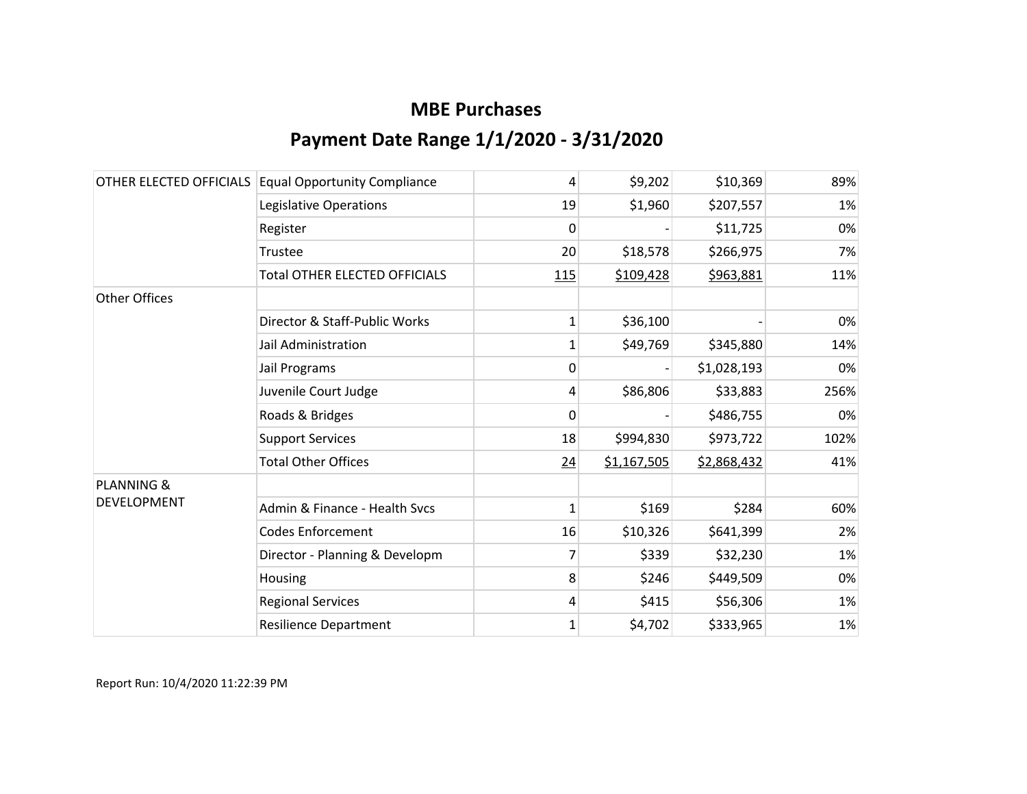# MBE Purchases

## Payment Date Range 1/1/2020 - 3/31/2020

| | | | | | |
|---|---|---|---|---|---|
| OTHER ELECTED OFFICIALS | Equal Opportunity Compliance | 4 | $9,202 | $10,369 | 89% |
| | Legislative Operations | 19 | $1,960 | $207,557 | 1% |
| | Register | 0 | - | $11,725 | 0% |
| | Trustee | 20 | $18,578 | $266,975 | 7% |
| | Total OTHER ELECTED OFFICIALS | 115 | $109,428 | $963,881 | 11% |
| Other Offices | | | | | |
| | Director & Staff-Public Works | 1 | $36,100 | - | 0% |
| | Jail Administration | 1 | $49,769 | $345,880 | 14% |
| | Jail Programs | 0 | - | $1,028,193 | 0% |
| | Juvenile Court Judge | 4 | $86,806 | $33,883 | 256% |
| | Roads & Bridges | 0 | - | $486,755 | 0% |
| | Support Services | 18 | $994,830 | $973,722 | 102% |
| | Total Other Offices | 24 | $1,167,505 | $2,868,432 | 41% |
| PLANNING & DEVELOPMENT | | | | | |
| | Admin & Finance - Health Svcs | 1 | $169 | $284 | 60% |
| | Codes Enforcement | 16 | $10,326 | $641,399 | 2% |
| | Director - Planning & Developm | 7 | $339 | $32,230 | 1% |
| | Housing | 8 | $246 | $449,509 | 0% |
| | Regional Services | 4 | $415 | $56,306 | 1% |
| | Resilience Department | 1 | $4,702 | $333,965 | 1% |

Report Run: 10/4/2020 11:22:39 PM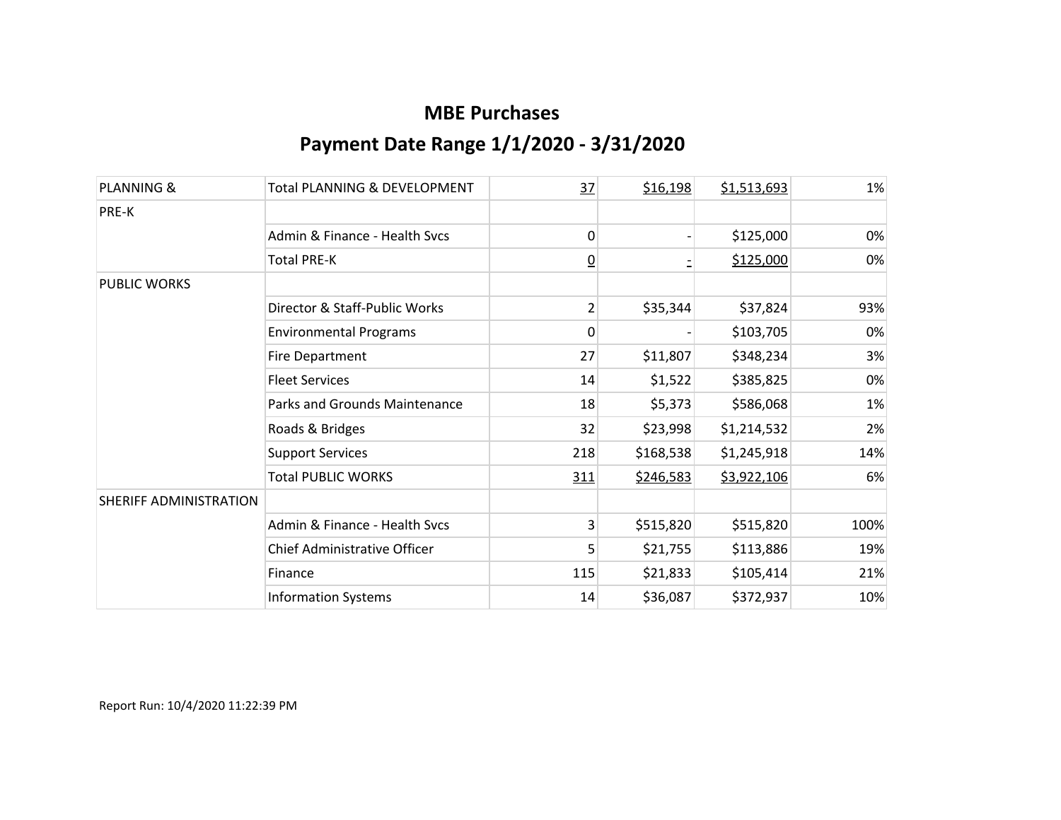# MBE Purchases

## Payment Date Range 1/1/2020 - 3/31/2020

| | | | | | |
|---|---|---|---|---|---|
| PLANNING & | Total PLANNING & DEVELOPMENT | 37 | $16,198 | $1,513,693 | 1% |
| PRE-K | | | | | |
| | Admin & Finance - Health Svcs | 0 | - | $125,000 | 0% |
| | Total PRE-K | 0 | - | $125,000 | 0% |
| PUBLIC WORKS | | | | | |
| | Director & Staff-Public Works | 2 | $35,344 | $37,824 | 93% |
| | Environmental Programs | 0 | - | $103,705 | 0% |
| | Fire Department | 27 | $11,807 | $348,234 | 3% |
| | Fleet Services | 14 | $1,522 | $385,825 | 0% |
| | Parks and Grounds Maintenance | 18 | $5,373 | $586,068 | 1% |
| | Roads & Bridges | 32 | $23,998 | $1,214,532 | 2% |
| | Support Services | 218 | $168,538 | $1,245,918 | 14% |
| | Total PUBLIC WORKS | 311 | $246,583 | $3,922,106 | 6% |
| SHERIFF ADMINISTRATION | | | | | |
| | Admin & Finance - Health Svcs | 3 | $515,820 | $515,820 | 100% |
| | Chief Administrative Officer | 5 | $21,755 | $113,886 | 19% |
| | Finance | 115 | $21,833 | $105,414 | 21% |
| | Information Systems | 14 | $36,087 | $372,937 | 10% |

Report Run: 10/4/2020 11:22:39 PM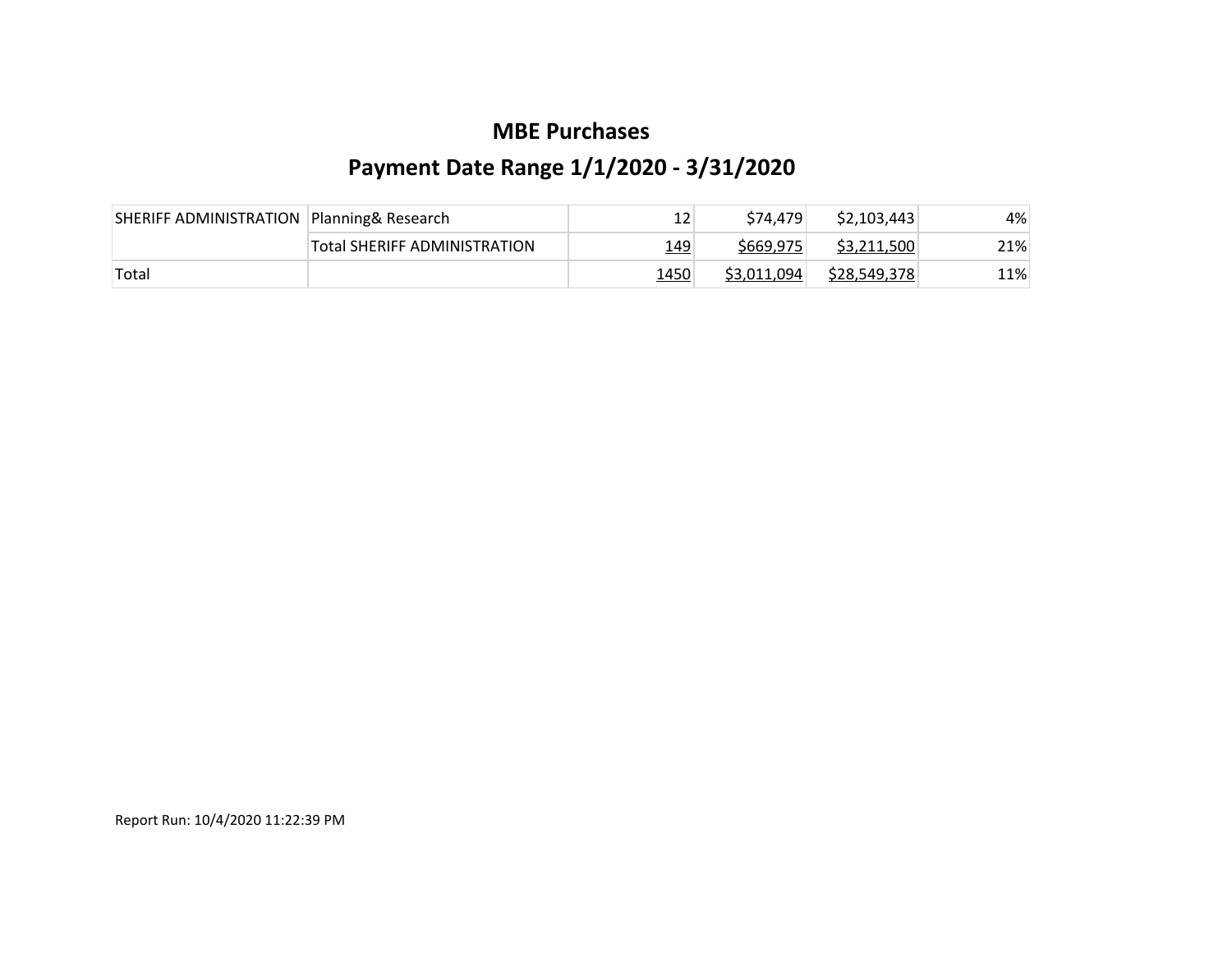## MBE Purchases

## Payment Date Range 1/1/2020 - 3/31/2020

| | | | | | |
|---|---|---|---|---|---|
| SHERIFF ADMINISTRATION | Planning& Research | 12 | $74,479 | $2,103,443 | 4% |
| | Total SHERIFF ADMINISTRATION | 149 | $669,975 | $3,211,500 | 21% |
| Total | | 1450 | $3,011,094 | $28,549,378 | 11% |

Report Run: 10/4/2020 11:22:39 PM